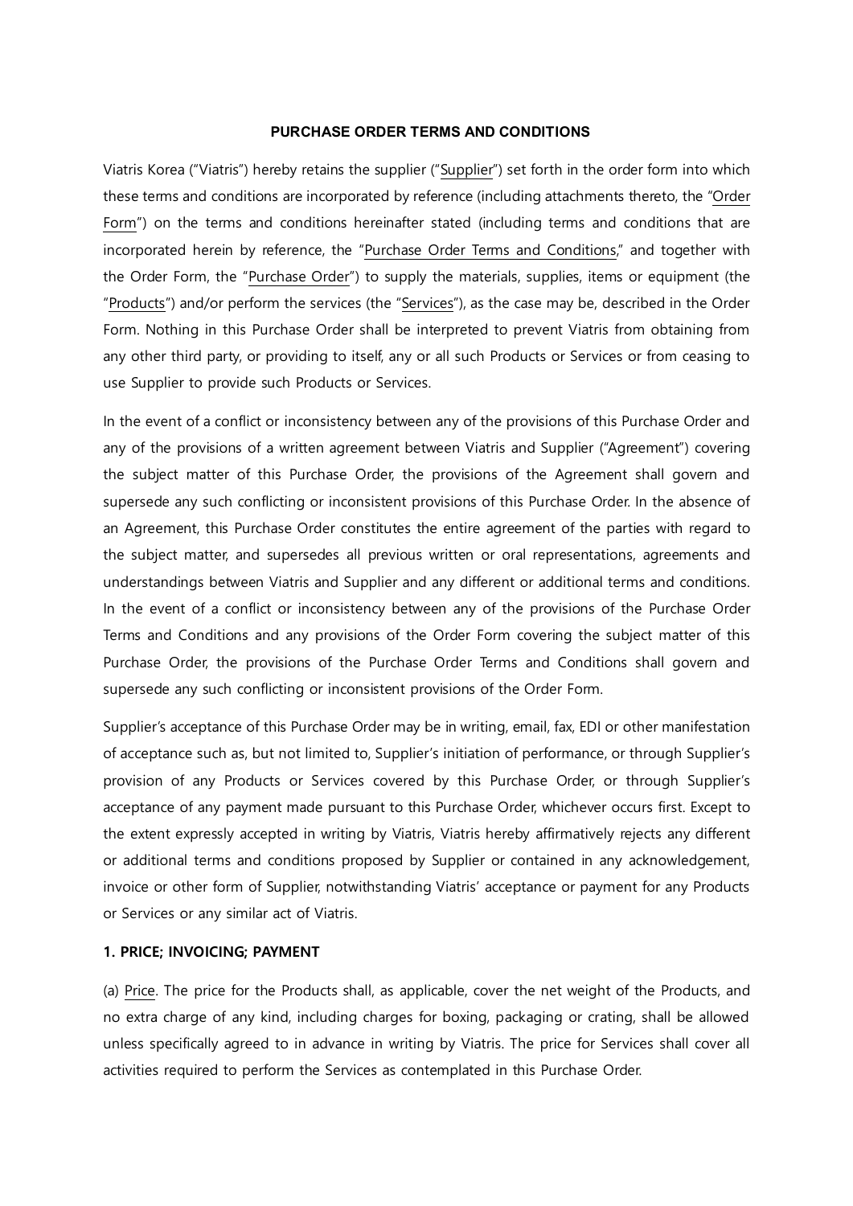## PURCHASE ORDER TERMS AND CONDITIONS

Viatris Korea ("Viatris") hereby retains the supplier ("Supplier") set forth in the order form into which these terms and conditions are incorporated by reference (including attachments thereto, the "Order Form") on the terms and conditions hereinafter stated (including terms and conditions that are incorporated herein by reference, the "Purchase Order Terms and Conditions," and together with the Order Form, the "Purchase Order") to supply the materials, supplies, items or equipment (the "Products") and/or perform the services (the "Services"), as the case may be, described in the Order Form. Nothing in this Purchase Order shall be interpreted to prevent Viatris from obtaining from any other third party, or providing to itself, any or all such Products or Services or from ceasing to use Supplier to provide such Products or Services.

In the event of a conflict or inconsistency between any of the provisions of this Purchase Order and any of the provisions of a written agreement between Viatris and Supplier ("Agreement") covering the subject matter of this Purchase Order, the provisions of the Agreement shall govern and supersede any such conflicting or inconsistent provisions of this Purchase Order. In the absence of an Agreement, this Purchase Order constitutes the entire agreement of the parties with regard to the subject matter, and supersedes all previous written or oral representations, agreements and understandings between Viatris and Supplier and any different or additional terms and conditions. In the event of a conflict or inconsistency between any of the provisions of the Purchase Order Terms and Conditions and any provisions of the Order Form covering the subject matter of this Purchase Order, the provisions of the Purchase Order Terms and Conditions shall govern and supersede any such conflicting or inconsistent provisions of the Order Form.

Supplier's acceptance of this Purchase Order may be in writing, email, fax, EDI or other manifestation of acceptance such as, but not limited to, Supplier's initiation of performance, or through Supplier's provision of any Products or Services covered by this Purchase Order, or through Supplier's acceptance of any payment made pursuant to this Purchase Order, whichever occurs first. Except to the extent expressly accepted in writing by Viatris, Viatris hereby affirmatively rejects any different or additional terms and conditions proposed by Supplier or contained in any acknowledgement, invoice or other form of Supplier, notwithstanding Viatris' acceptance or payment for any Products or Services or any similar act of Viatris.

### 1. PRICE; INVOICING; PAYMENT

(a) Price. The price for the Products shall, as applicable, cover the net weight of the Products, and no extra charge of any kind, including charges for boxing, packaging or crating, shall be allowed unless specifically agreed to in advance in writing by Viatris. The price for Services shall cover all activities required to perform the Services as contemplated in this Purchase Order.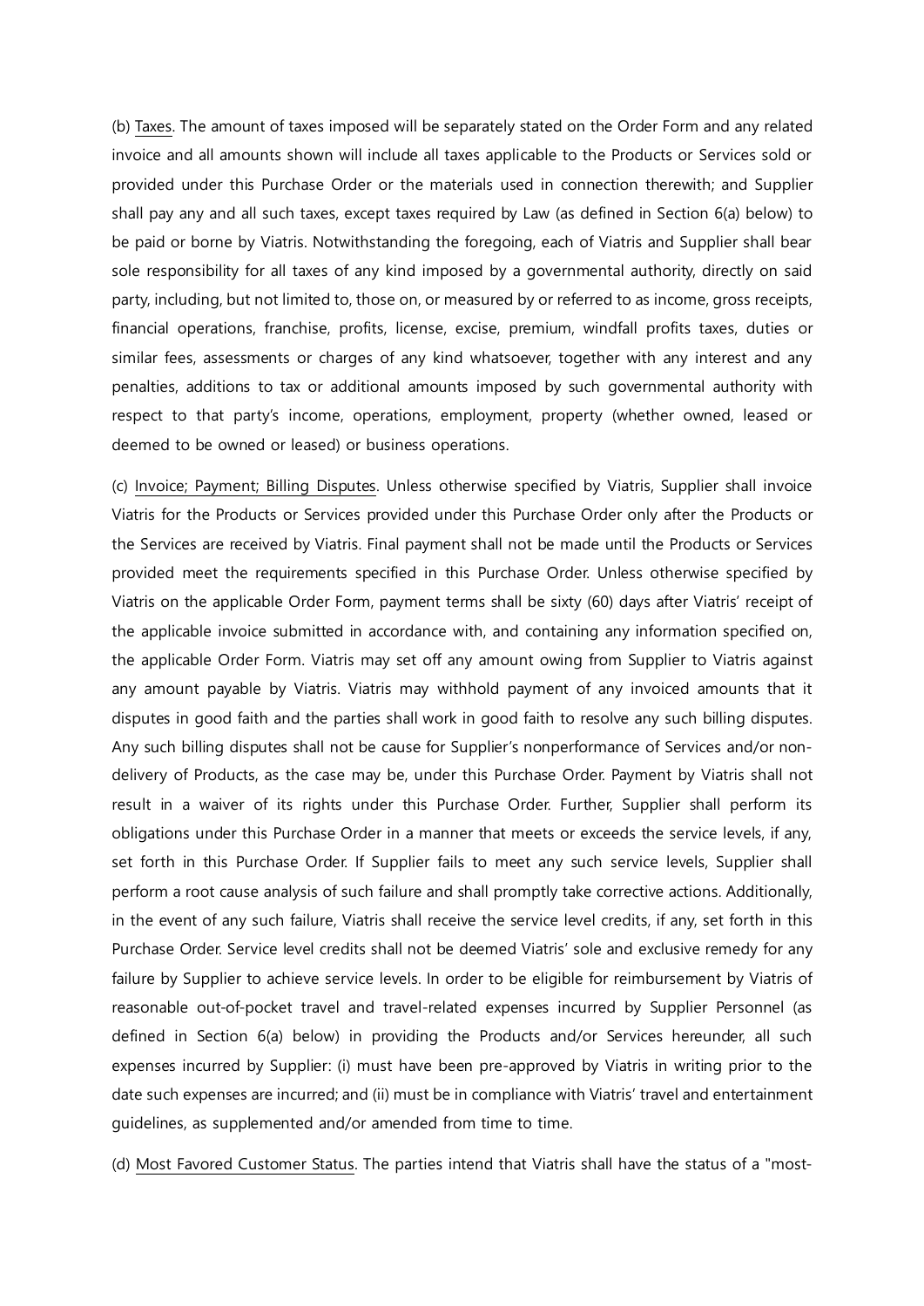(b) Taxes. The amount of taxes imposed will be separately stated on the Order Form and any related invoice and all amounts shown will include all taxes applicable to the Products or Services sold or provided under this Purchase Order or the materials used in connection therewith; and Supplier shall pay any and all such taxes, except taxes required by Law (as defined in Section 6(a) below) to be paid or borne by Viatris. Notwithstanding the foregoing, each of Viatris and Supplier shall bear sole responsibility for all taxes of any kind imposed by a governmental authority, directly on said party, including, but not limited to, those on, or measured by or referred to as income, gross receipts, financial operations, franchise, profits, license, excise, premium, windfall profits taxes, duties or similar fees, assessments or charges of any kind whatsoever, together with any interest and any penalties, additions to tax or additional amounts imposed by such governmental authority with respect to that party's income, operations, employment, property (whether owned, leased or deemed to be owned or leased) or business operations.

(c) Invoice; Payment; Billing Disputes. Unless otherwise specified by Viatris, Supplier shall invoice Viatris for the Products or Services provided under this Purchase Order only after the Products or the Services are received by Viatris. Final payment shall not be made until the Products or Services provided meet the requirements specified in this Purchase Order. Unless otherwise specified by Viatris on the applicable Order Form, payment terms shall be sixty (60) days after Viatris' receipt of the applicable invoice submitted in accordance with, and containing any information specified on, the applicable Order Form. Viatris may set off any amount owing from Supplier to Viatris against any amount payable by Viatris. Viatris may withhold payment of any invoiced amounts that it disputes in good faith and the parties shall work in good faith to resolve any such billing disputes. Any such billing disputes shall not be cause for Supplier's nonperformance of Services and/or non-delivery of Products, as the case may be, under this Purchase Order. Payment by Viatris shall not result in a waiver of its rights under this Purchase Order. Further, Supplier shall perform its obligations under this Purchase Order in a manner that meets or exceeds the service levels, if any, set forth in this Purchase Order. If Supplier fails to meet any such service levels, Supplier shall perform a root cause analysis of such failure and shall promptly take corrective actions. Additionally, in the event of any such failure, Viatris shall receive the service level credits, if any, set forth in this Purchase Order. Service level credits shall not be deemed Viatris' sole and exclusive remedy for any failure by Supplier to achieve service levels. In order to be eligible for reimbursement by Viatris of reasonable out-of-pocket travel and travel-related expenses incurred by Supplier Personnel (as defined in Section 6(a) below) in providing the Products and/or Services hereunder, all such expenses incurred by Supplier: (i) must have been pre-approved by Viatris in writing prior to the date such expenses are incurred; and (ii) must be in compliance with Viatris' travel and entertainment guidelines, as supplemented and/or amended from time to time.

(d) Most Favored Customer Status. The parties intend that Viatris shall have the status of a "most-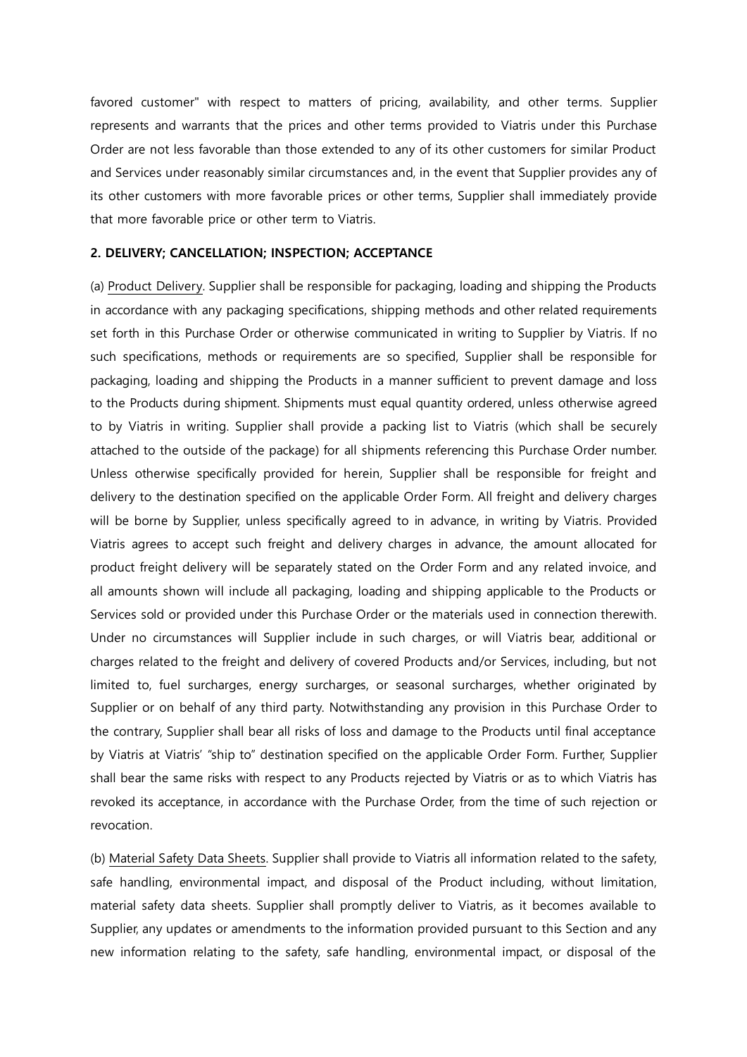favored customer" with respect to matters of pricing, availability, and other terms. Supplier represents and warrants that the prices and other terms provided to Viatris under this Purchase Order are not less favorable than those extended to any of its other customers for similar Product and Services under reasonably similar circumstances and, in the event that Supplier provides any of its other customers with more favorable prices or other terms, Supplier shall immediately provide that more favorable price or other term to Viatris.

**2. DELIVERY; CANCELLATION; INSPECTION; ACCEPTANCE**

(a) Product Delivery. Supplier shall be responsible for packaging, loading and shipping the Products in accordance with any packaging specifications, shipping methods and other related requirements set forth in this Purchase Order or otherwise communicated in writing to Supplier by Viatris. If no such specifications, methods or requirements are so specified, Supplier shall be responsible for packaging, loading and shipping the Products in a manner sufficient to prevent damage and loss to the Products during shipment. Shipments must equal quantity ordered, unless otherwise agreed to by Viatris in writing. Supplier shall provide a packing list to Viatris (which shall be securely attached to the outside of the package) for all shipments referencing this Purchase Order number. Unless otherwise specifically provided for herein, Supplier shall be responsible for freight and delivery to the destination specified on the applicable Order Form. All freight and delivery charges will be borne by Supplier, unless specifically agreed to in advance, in writing by Viatris. Provided Viatris agrees to accept such freight and delivery charges in advance, the amount allocated for product freight delivery will be separately stated on the Order Form and any related invoice, and all amounts shown will include all packaging, loading and shipping applicable to the Products or Services sold or provided under this Purchase Order or the materials used in connection therewith. Under no circumstances will Supplier include in such charges, or will Viatris bear, additional or charges related to the freight and delivery of covered Products and/or Services, including, but not limited to, fuel surcharges, energy surcharges, or seasonal surcharges, whether originated by Supplier or on behalf of any third party. Notwithstanding any provision in this Purchase Order to the contrary, Supplier shall bear all risks of loss and damage to the Products until final acceptance by Viatris at Viatris' "ship to" destination specified on the applicable Order Form. Further, Supplier shall bear the same risks with respect to any Products rejected by Viatris or as to which Viatris has revoked its acceptance, in accordance with the Purchase Order, from the time of such rejection or revocation.

(b) Material Safety Data Sheets. Supplier shall provide to Viatris all information related to the safety, safe handling, environmental impact, and disposal of the Product including, without limitation, material safety data sheets. Supplier shall promptly deliver to Viatris, as it becomes available to Supplier, any updates or amendments to the information provided pursuant to this Section and any new information relating to the safety, safe handling, environmental impact, or disposal of the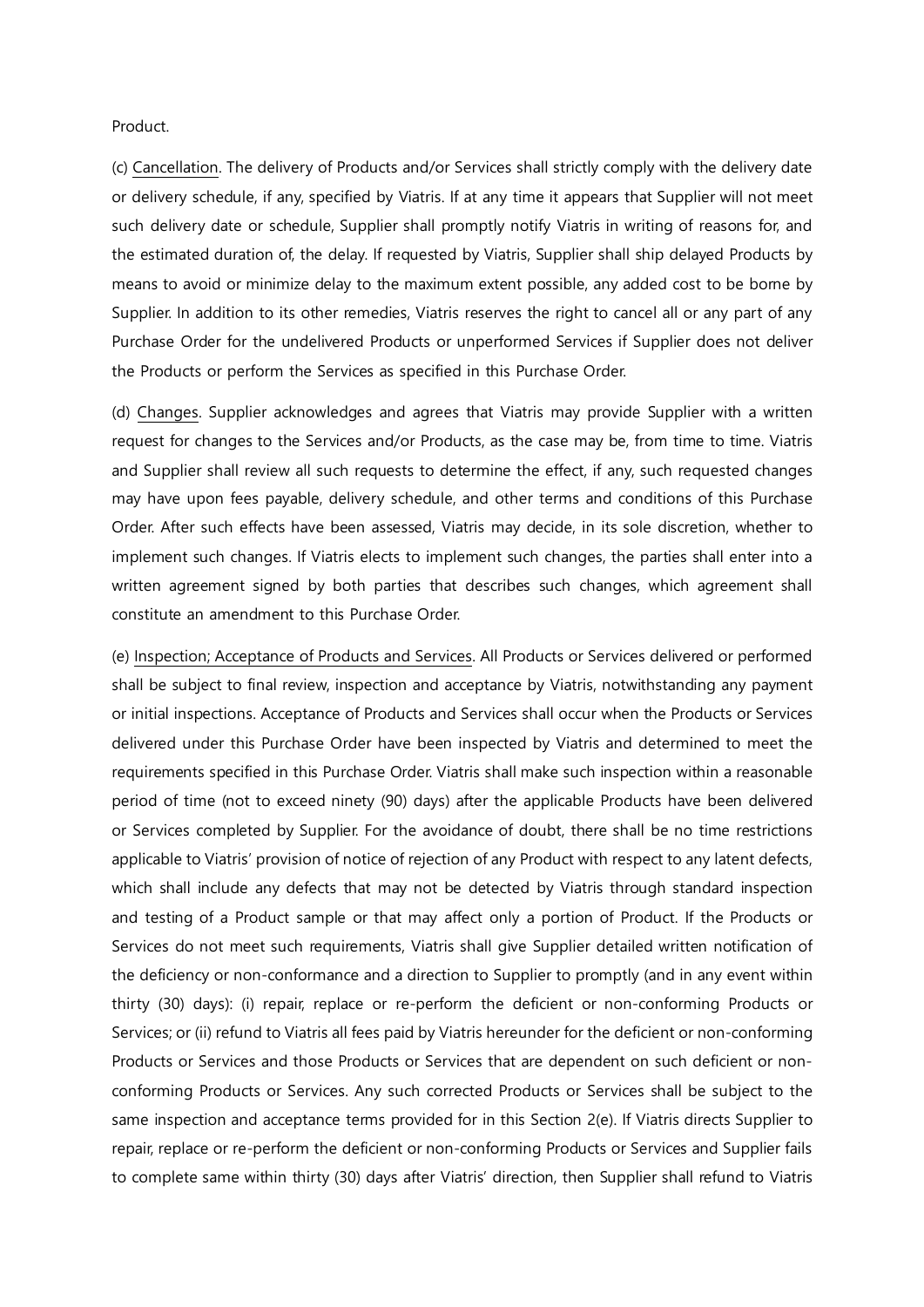Product.

(c) Cancellation. The delivery of Products and/or Services shall strictly comply with the delivery date or delivery schedule, if any, specified by Viatris. If at any time it appears that Supplier will not meet such delivery date or schedule, Supplier shall promptly notify Viatris in writing of reasons for, and the estimated duration of, the delay. If requested by Viatris, Supplier shall ship delayed Products by means to avoid or minimize delay to the maximum extent possible, any added cost to be borne by Supplier. In addition to its other remedies, Viatris reserves the right to cancel all or any part of any Purchase Order for the undelivered Products or unperformed Services if Supplier does not deliver the Products or perform the Services as specified in this Purchase Order.

(d) Changes. Supplier acknowledges and agrees that Viatris may provide Supplier with a written request for changes to the Services and/or Products, as the case may be, from time to time. Viatris and Supplier shall review all such requests to determine the effect, if any, such requested changes may have upon fees payable, delivery schedule, and other terms and conditions of this Purchase Order. After such effects have been assessed, Viatris may decide, in its sole discretion, whether to implement such changes. If Viatris elects to implement such changes, the parties shall enter into a written agreement signed by both parties that describes such changes, which agreement shall constitute an amendment to this Purchase Order.

(e) Inspection; Acceptance of Products and Services. All Products or Services delivered or performed shall be subject to final review, inspection and acceptance by Viatris, notwithstanding any payment or initial inspections. Acceptance of Products and Services shall occur when the Products or Services delivered under this Purchase Order have been inspected by Viatris and determined to meet the requirements specified in this Purchase Order. Viatris shall make such inspection within a reasonable period of time (not to exceed ninety (90) days) after the applicable Products have been delivered or Services completed by Supplier. For the avoidance of doubt, there shall be no time restrictions applicable to Viatris' provision of notice of rejection of any Product with respect to any latent defects, which shall include any defects that may not be detected by Viatris through standard inspection and testing of a Product sample or that may affect only a portion of Product. If the Products or Services do not meet such requirements, Viatris shall give Supplier detailed written notification of the deficiency or non-conformance and a direction to Supplier to promptly (and in any event within thirty (30) days): (i) repair, replace or re-perform the deficient or non-conforming Products or Services; or (ii) refund to Viatris all fees paid by Viatris hereunder for the deficient or non-conforming Products or Services and those Products or Services that are dependent on such deficient or non-conforming Products or Services. Any such corrected Products or Services shall be subject to the same inspection and acceptance terms provided for in this Section 2(e). If Viatris directs Supplier to repair, replace or re-perform the deficient or non-conforming Products or Services and Supplier fails to complete same within thirty (30) days after Viatris' direction, then Supplier shall refund to Viatris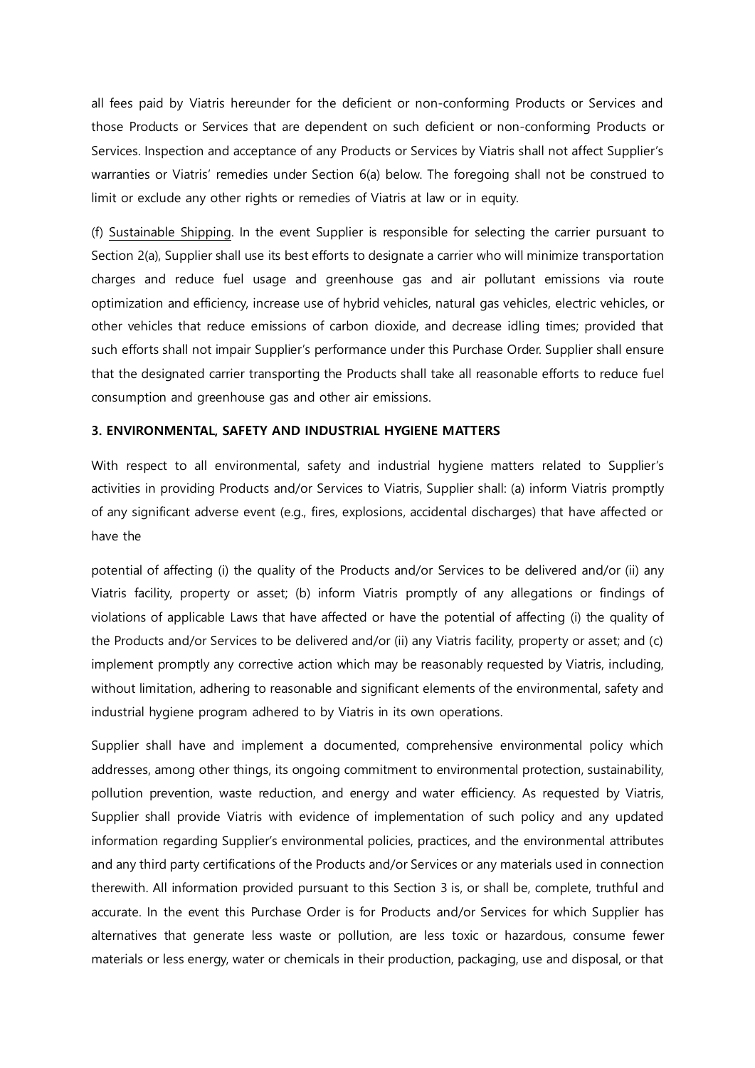all fees paid by Viatris hereunder for the deficient or non-conforming Products or Services and those Products or Services that are dependent on such deficient or non-conforming Products or Services. Inspection and acceptance of any Products or Services by Viatris shall not affect Supplier's warranties or Viatris' remedies under Section 6(a) below. The foregoing shall not be construed to limit or exclude any other rights or remedies of Viatris at law or in equity.

(f) Sustainable Shipping. In the event Supplier is responsible for selecting the carrier pursuant to Section 2(a), Supplier shall use its best efforts to designate a carrier who will minimize transportation charges and reduce fuel usage and greenhouse gas and air pollutant emissions via route optimization and efficiency, increase use of hybrid vehicles, natural gas vehicles, electric vehicles, or other vehicles that reduce emissions of carbon dioxide, and decrease idling times; provided that such efforts shall not impair Supplier's performance under this Purchase Order. Supplier shall ensure that the designated carrier transporting the Products shall take all reasonable efforts to reduce fuel consumption and greenhouse gas and other air emissions.

**3. ENVIRONMENTAL, SAFETY AND INDUSTRIAL HYGIENE MATTERS**

With respect to all environmental, safety and industrial hygiene matters related to Supplier's activities in providing Products and/or Services to Viatris, Supplier shall: (a) inform Viatris promptly of any significant adverse event (e.g., fires, explosions, accidental discharges) that have affected or have the potential of affecting (i) the quality of the Products and/or Services to be delivered and/or (ii) any Viatris facility, property or asset; (b) inform Viatris promptly of any allegations or findings of violations of applicable Laws that have affected or have the potential of affecting (i) the quality of the Products and/or Services to be delivered and/or (ii) any Viatris facility, property or asset; and (c) implement promptly any corrective action which may be reasonably requested by Viatris, including, without limitation, adhering to reasonable and significant elements of the environmental, safety and industrial hygiene program adhered to by Viatris in its own operations.

Supplier shall have and implement a documented, comprehensive environmental policy which addresses, among other things, its ongoing commitment to environmental protection, sustainability, pollution prevention, waste reduction, and energy and water efficiency. As requested by Viatris, Supplier shall provide Viatris with evidence of implementation of such policy and any updated information regarding Supplier's environmental policies, practices, and the environmental attributes and any third party certifications of the Products and/or Services or any materials used in connection therewith. All information provided pursuant to this Section 3 is, or shall be, complete, truthful and accurate. In the event this Purchase Order is for Products and/or Services for which Supplier has alternatives that generate less waste or pollution, are less toxic or hazardous, consume fewer materials or less energy, water or chemicals in their production, packaging, use and disposal, or that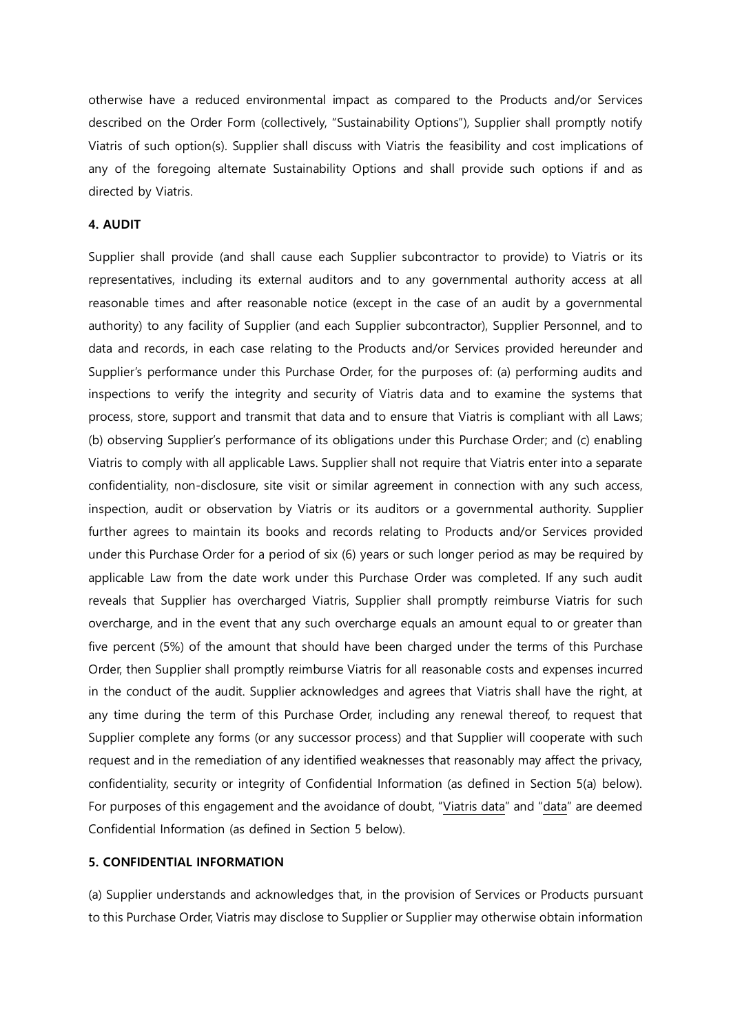otherwise have a reduced environmental impact as compared to the Products and/or Services described on the Order Form (collectively, "Sustainability Options"), Supplier shall promptly notify Viatris of such option(s). Supplier shall discuss with Viatris the feasibility and cost implications of any of the foregoing alternate Sustainability Options and shall provide such options if and as directed by Viatris.

**4. AUDIT**

Supplier shall provide (and shall cause each Supplier subcontractor to provide) to Viatris or its representatives, including its external auditors and to any governmental authority access at all reasonable times and after reasonable notice (except in the case of an audit by a governmental authority) to any facility of Supplier (and each Supplier subcontractor), Supplier Personnel, and to data and records, in each case relating to the Products and/or Services provided hereunder and Supplier's performance under this Purchase Order, for the purposes of: (a) performing audits and inspections to verify the integrity and security of Viatris data and to examine the systems that process, store, support and transmit that data and to ensure that Viatris is compliant with all Laws; (b) observing Supplier's performance of its obligations under this Purchase Order; and (c) enabling Viatris to comply with all applicable Laws. Supplier shall not require that Viatris enter into a separate confidentiality, non-disclosure, site visit or similar agreement in connection with any such access, inspection, audit or observation by Viatris or its auditors or a governmental authority. Supplier further agrees to maintain its books and records relating to Products and/or Services provided under this Purchase Order for a period of six (6) years or such longer period as may be required by applicable Law from the date work under this Purchase Order was completed. If any such audit reveals that Supplier has overcharged Viatris, Supplier shall promptly reimburse Viatris for such overcharge, and in the event that any such overcharge equals an amount equal to or greater than five percent (5%) of the amount that should have been charged under the terms of this Purchase Order, then Supplier shall promptly reimburse Viatris for all reasonable costs and expenses incurred in the conduct of the audit. Supplier acknowledges and agrees that Viatris shall have the right, at any time during the term of this Purchase Order, including any renewal thereof, to request that Supplier complete any forms (or any successor process) and that Supplier will cooperate with such request and in the remediation of any identified weaknesses that reasonably may affect the privacy, confidentiality, security or integrity of Confidential Information (as defined in Section 5(a) below). For purposes of this engagement and the avoidance of doubt, "Viatris data" and "data" are deemed Confidential Information (as defined in Section 5 below).

**5. CONFIDENTIAL INFORMATION**

(a) Supplier understands and acknowledges that, in the provision of Services or Products pursuant to this Purchase Order, Viatris may disclose to Supplier or Supplier may otherwise obtain information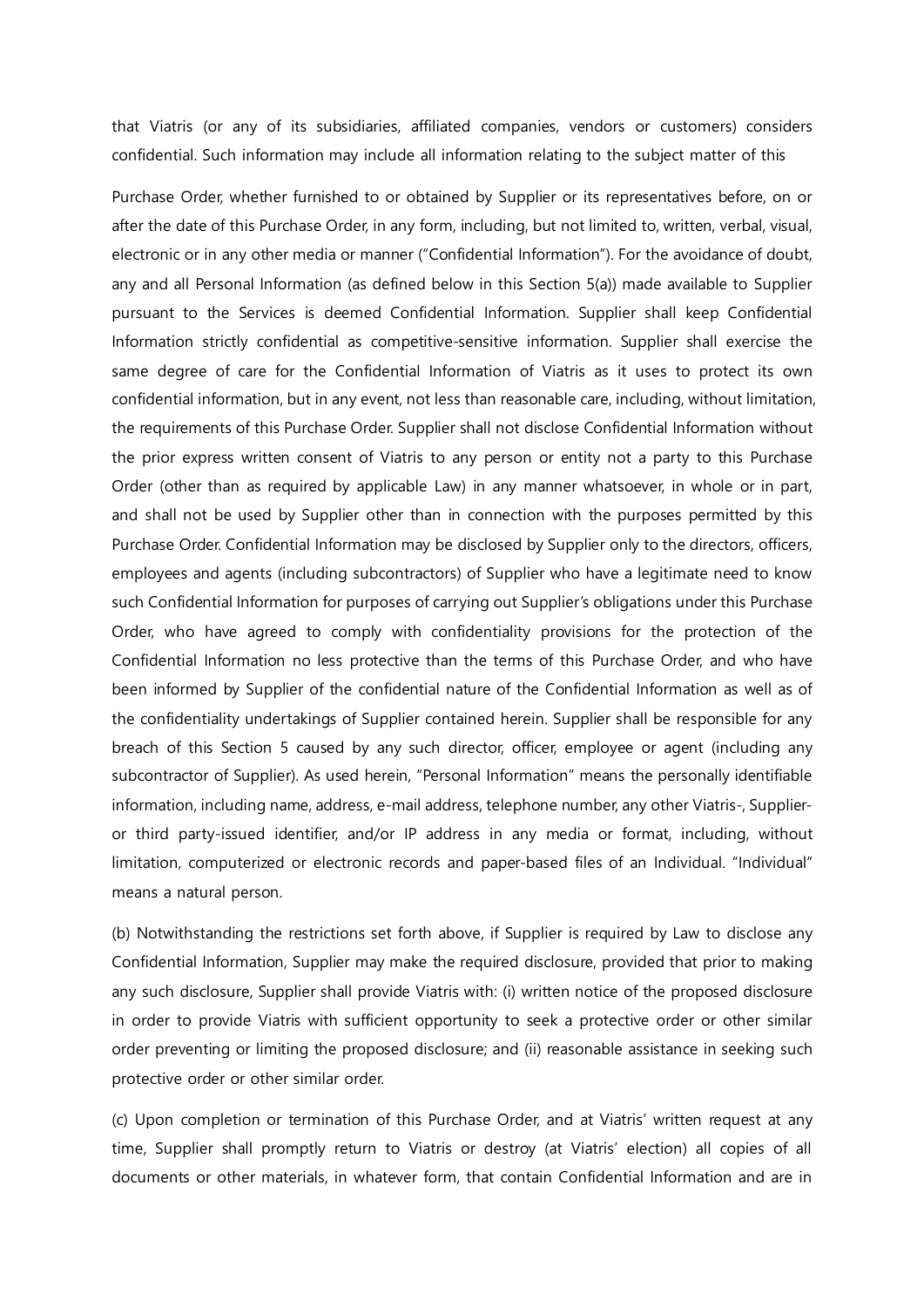that Viatris (or any of its subsidiaries, affiliated companies, vendors or customers) considers confidential. Such information may include all information relating to the subject matter of this

Purchase Order, whether furnished to or obtained by Supplier or its representatives before, on or after the date of this Purchase Order, in any form, including, but not limited to, written, verbal, visual, electronic or in any other media or manner ("Confidential Information"). For the avoidance of doubt, any and all Personal Information (as defined below in this Section 5(a)) made available to Supplier pursuant to the Services is deemed Confidential Information. Supplier shall keep Confidential Information strictly confidential as competitive-sensitive information. Supplier shall exercise the same degree of care for the Confidential Information of Viatris as it uses to protect its own confidential information, but in any event, not less than reasonable care, including, without limitation, the requirements of this Purchase Order. Supplier shall not disclose Confidential Information without the prior express written consent of Viatris to any person or entity not a party to this Purchase Order (other than as required by applicable Law) in any manner whatsoever, in whole or in part, and shall not be used by Supplier other than in connection with the purposes permitted by this Purchase Order. Confidential Information may be disclosed by Supplier only to the directors, officers, employees and agents (including subcontractors) of Supplier who have a legitimate need to know such Confidential Information for purposes of carrying out Supplier's obligations under this Purchase Order, who have agreed to comply with confidentiality provisions for the protection of the Confidential Information no less protective than the terms of this Purchase Order, and who have been informed by Supplier of the confidential nature of the Confidential Information as well as of the confidentiality undertakings of Supplier contained herein. Supplier shall be responsible for any breach of this Section 5 caused by any such director, officer, employee or agent (including any subcontractor of Supplier). As used herein, "Personal Information" means the personally identifiable information, including name, address, e-mail address, telephone number, any other Viatris-, Supplier- or third party-issued identifier, and/or IP address in any media or format, including, without limitation, computerized or electronic records and paper-based files of an Individual. "Individual" means a natural person.

(b) Notwithstanding the restrictions set forth above, if Supplier is required by Law to disclose any Confidential Information, Supplier may make the required disclosure, provided that prior to making any such disclosure, Supplier shall provide Viatris with: (i) written notice of the proposed disclosure in order to provide Viatris with sufficient opportunity to seek a protective order or other similar order preventing or limiting the proposed disclosure; and (ii) reasonable assistance in seeking such protective order or other similar order.

(c) Upon completion or termination of this Purchase Order, and at Viatris' written request at any time, Supplier shall promptly return to Viatris or destroy (at Viatris' election) all copies of all documents or other materials, in whatever form, that contain Confidential Information and are in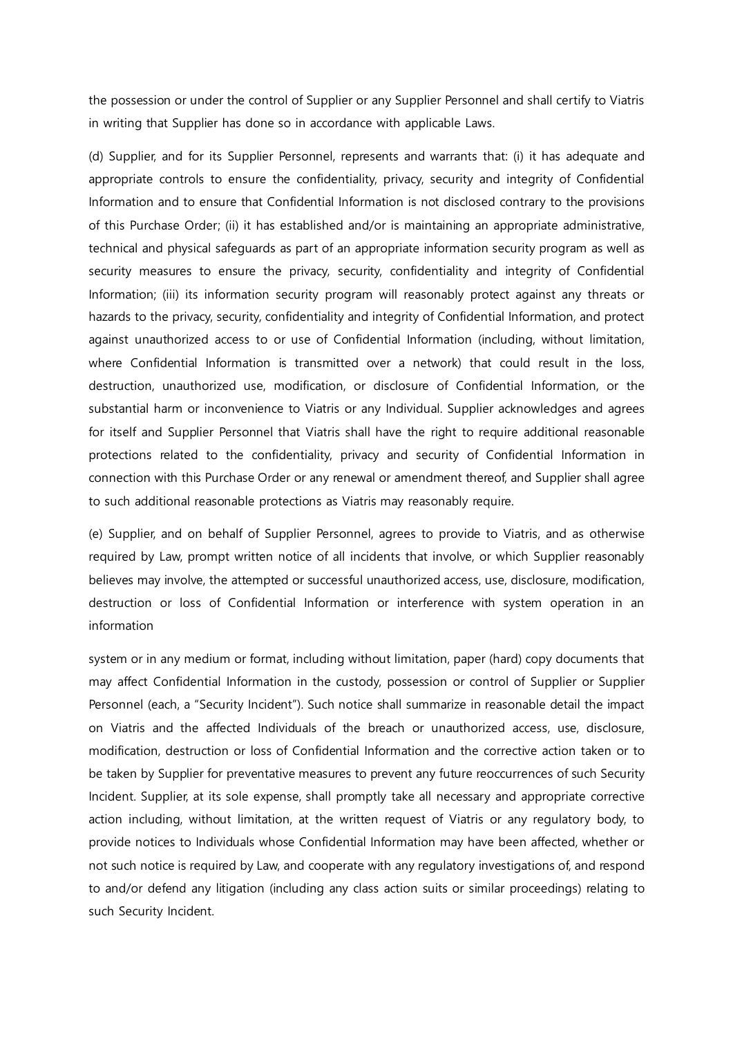the possession or under the control of Supplier or any Supplier Personnel and shall certify to Viatris in writing that Supplier has done so in accordance with applicable Laws.

(d) Supplier, and for its Supplier Personnel, represents and warrants that: (i) it has adequate and appropriate controls to ensure the confidentiality, privacy, security and integrity of Confidential Information and to ensure that Confidential Information is not disclosed contrary to the provisions of this Purchase Order; (ii) it has established and/or is maintaining an appropriate administrative, technical and physical safeguards as part of an appropriate information security program as well as security measures to ensure the privacy, security, confidentiality and integrity of Confidential Information; (iii) its information security program will reasonably protect against any threats or hazards to the privacy, security, confidentiality and integrity of Confidential Information, and protect against unauthorized access to or use of Confidential Information (including, without limitation, where Confidential Information is transmitted over a network) that could result in the loss, destruction, unauthorized use, modification, or disclosure of Confidential Information, or the substantial harm or inconvenience to Viatris or any Individual. Supplier acknowledges and agrees for itself and Supplier Personnel that Viatris shall have the right to require additional reasonable protections related to the confidentiality, privacy and security of Confidential Information in connection with this Purchase Order or any renewal or amendment thereof, and Supplier shall agree to such additional reasonable protections as Viatris may reasonably require.

(e) Supplier, and on behalf of Supplier Personnel, agrees to provide to Viatris, and as otherwise required by Law, prompt written notice of all incidents that involve, or which Supplier reasonably believes may involve, the attempted or successful unauthorized access, use, disclosure, modification, destruction or loss of Confidential Information or interference with system operation in an information system or in any medium or format, including without limitation, paper (hard) copy documents that may affect Confidential Information in the custody, possession or control of Supplier or Supplier Personnel (each, a "Security Incident"). Such notice shall summarize in reasonable detail the impact on Viatris and the affected Individuals of the breach or unauthorized access, use, disclosure, modification, destruction or loss of Confidential Information and the corrective action taken or to be taken by Supplier for preventative measures to prevent any future reoccurrences of such Security Incident. Supplier, at its sole expense, shall promptly take all necessary and appropriate corrective action including, without limitation, at the written request of Viatris or any regulatory body, to provide notices to Individuals whose Confidential Information may have been affected, whether or not such notice is required by Law, and cooperate with any regulatory investigations of, and respond to and/or defend any litigation (including any class action suits or similar proceedings) relating to such Security Incident.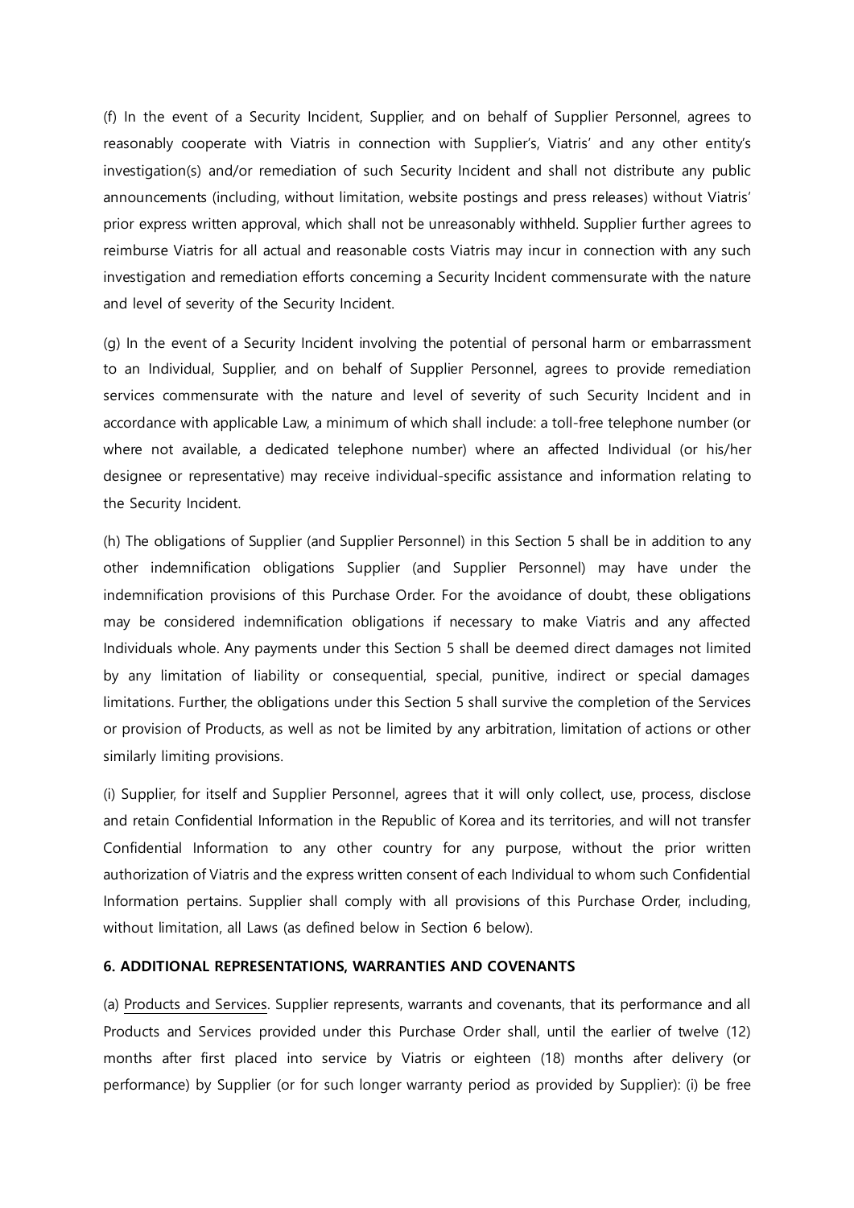(f) In the event of a Security Incident, Supplier, and on behalf of Supplier Personnel, agrees to reasonably cooperate with Viatris in connection with Supplier's, Viatris' and any other entity's investigation(s) and/or remediation of such Security Incident and shall not distribute any public announcements (including, without limitation, website postings and press releases) without Viatris' prior express written approval, which shall not be unreasonably withheld. Supplier further agrees to reimburse Viatris for all actual and reasonable costs Viatris may incur in connection with any such investigation and remediation efforts concerning a Security Incident commensurate with the nature and level of severity of the Security Incident.

(g) In the event of a Security Incident involving the potential of personal harm or embarrassment to an Individual, Supplier, and on behalf of Supplier Personnel, agrees to provide remediation services commensurate with the nature and level of severity of such Security Incident and in accordance with applicable Law, a minimum of which shall include: a toll-free telephone number (or where not available, a dedicated telephone number) where an affected Individual (or his/her designee or representative) may receive individual-specific assistance and information relating to the Security Incident.

(h) The obligations of Supplier (and Supplier Personnel) in this Section 5 shall be in addition to any other indemnification obligations Supplier (and Supplier Personnel) may have under the indemnification provisions of this Purchase Order. For the avoidance of doubt, these obligations may be considered indemnification obligations if necessary to make Viatris and any affected Individuals whole. Any payments under this Section 5 shall be deemed direct damages not limited by any limitation of liability or consequential, special, punitive, indirect or special damages limitations. Further, the obligations under this Section 5 shall survive the completion of the Services or provision of Products, as well as not be limited by any arbitration, limitation of actions or other similarly limiting provisions.

(i) Supplier, for itself and Supplier Personnel, agrees that it will only collect, use, process, disclose and retain Confidential Information in the Republic of Korea and its territories, and will not transfer Confidential Information to any other country for any purpose, without the prior written authorization of Viatris and the express written consent of each Individual to whom such Confidential Information pertains. Supplier shall comply with all provisions of this Purchase Order, including, without limitation, all Laws (as defined below in Section 6 below).

**6. ADDITIONAL REPRESENTATIONS, WARRANTIES AND COVENANTS**

(a) Products and Services. Supplier represents, warrants and covenants, that its performance and all Products and Services provided under this Purchase Order shall, until the earlier of twelve (12) months after first placed into service by Viatris or eighteen (18) months after delivery (or performance) by Supplier (or for such longer warranty period as provided by Supplier): (i) be free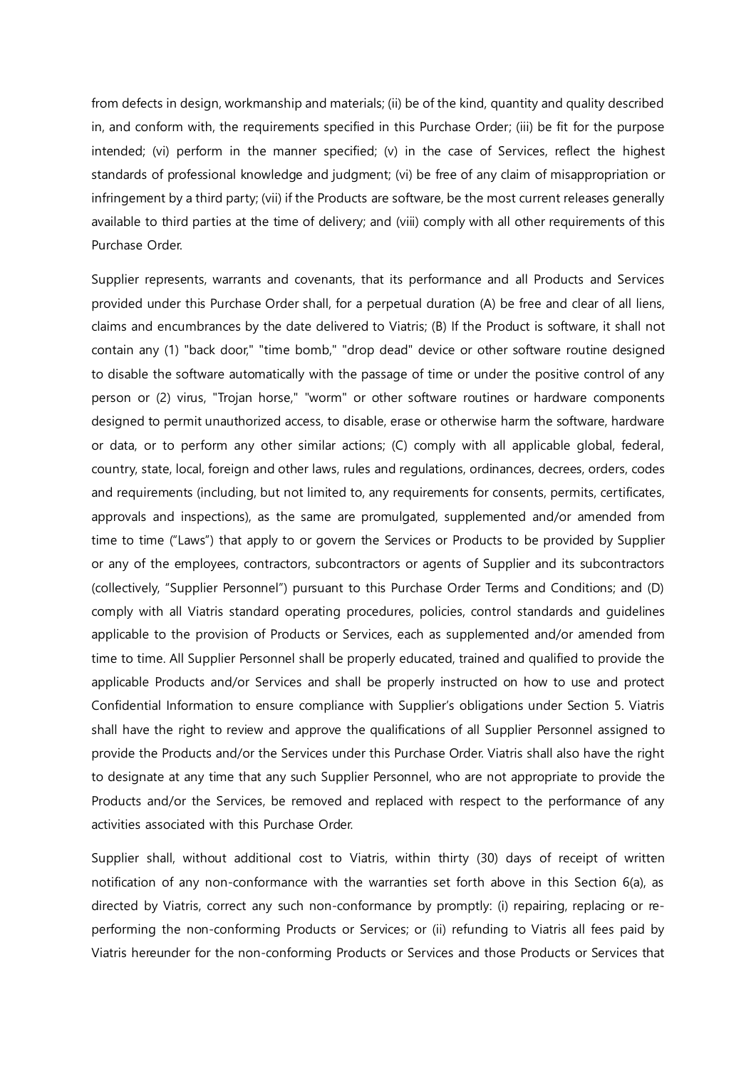from defects in design, workmanship and materials; (ii) be of the kind, quantity and quality described in, and conform with, the requirements specified in this Purchase Order; (iii) be fit for the purpose intended; (vi) perform in the manner specified; (v) in the case of Services, reflect the highest standards of professional knowledge and judgment; (vi) be free of any claim of misappropriation or infringement by a third party; (vii) if the Products are software, be the most current releases generally available to third parties at the time of delivery; and (viii) comply with all other requirements of this Purchase Order.

Supplier represents, warrants and covenants, that its performance and all Products and Services provided under this Purchase Order shall, for a perpetual duration (A) be free and clear of all liens, claims and encumbrances by the date delivered to Viatris; (B) If the Product is software, it shall not contain any (1) "back door," "time bomb," "drop dead" device or other software routine designed to disable the software automatically with the passage of time or under the positive control of any person or (2) virus, "Trojan horse," "worm" or other software routines or hardware components designed to permit unauthorized access, to disable, erase or otherwise harm the software, hardware or data, or to perform any other similar actions; (C) comply with all applicable global, federal, country, state, local, foreign and other laws, rules and regulations, ordinances, decrees, orders, codes and requirements (including, but not limited to, any requirements for consents, permits, certificates, approvals and inspections), as the same are promulgated, supplemented and/or amended from time to time ("Laws") that apply to or govern the Services or Products to be provided by Supplier or any of the employees, contractors, subcontractors or agents of Supplier and its subcontractors (collectively, "Supplier Personnel") pursuant to this Purchase Order Terms and Conditions; and (D) comply with all Viatris standard operating procedures, policies, control standards and guidelines applicable to the provision of Products or Services, each as supplemented and/or amended from time to time. All Supplier Personnel shall be properly educated, trained and qualified to provide the applicable Products and/or Services and shall be properly instructed on how to use and protect Confidential Information to ensure compliance with Supplier's obligations under Section 5. Viatris shall have the right to review and approve the qualifications of all Supplier Personnel assigned to provide the Products and/or the Services under this Purchase Order. Viatris shall also have the right to designate at any time that any such Supplier Personnel, who are not appropriate to provide the Products and/or the Services, be removed and replaced with respect to the performance of any activities associated with this Purchase Order.

Supplier shall, without additional cost to Viatris, within thirty (30) days of receipt of written notification of any non-conformance with the warranties set forth above in this Section 6(a), as directed by Viatris, correct any such non-conformance by promptly: (i) repairing, replacing or re-performing the non-conforming Products or Services; or (ii) refunding to Viatris all fees paid by Viatris hereunder for the non-conforming Products or Services and those Products or Services that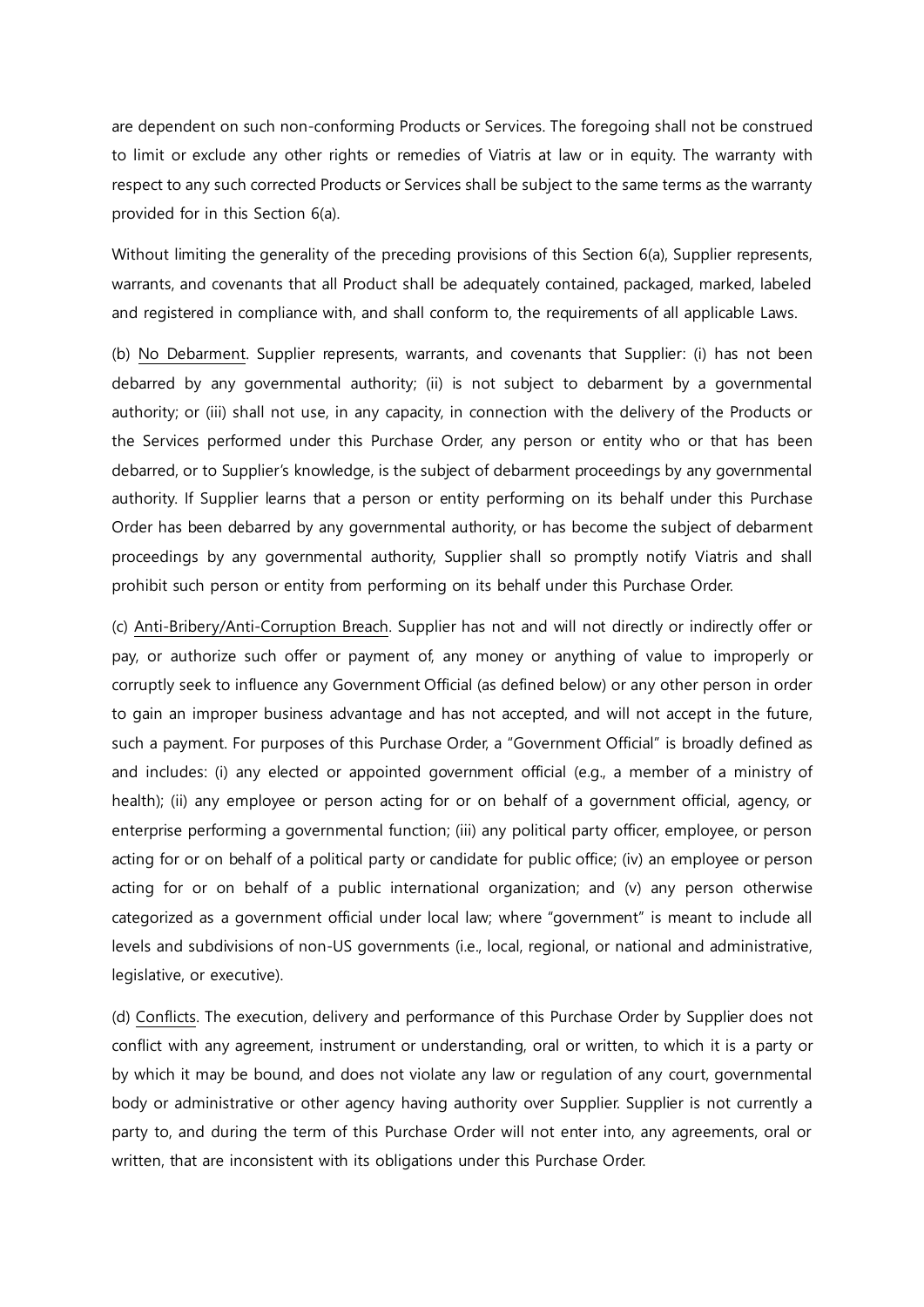are dependent on such non-conforming Products or Services. The foregoing shall not be construed to limit or exclude any other rights or remedies of Viatris at law or in equity. The warranty with respect to any such corrected Products or Services shall be subject to the same terms as the warranty provided for in this Section 6(a).

Without limiting the generality of the preceding provisions of this Section 6(a), Supplier represents, warrants, and covenants that all Product shall be adequately contained, packaged, marked, labeled and registered in compliance with, and shall conform to, the requirements of all applicable Laws.

(b) <u>No Debarment</u>. Supplier represents, warrants, and covenants that Supplier: (i) has not been debarred by any governmental authority; (ii) is not subject to debarment by a governmental authority; or (iii) shall not use, in any capacity, in connection with the delivery of the Products or the Services performed under this Purchase Order, any person or entity who or that has been debarred, or to Supplier's knowledge, is the subject of debarment proceedings by any governmental authority. If Supplier learns that a person or entity performing on its behalf under this Purchase Order has been debarred by any governmental authority, or has become the subject of debarment proceedings by any governmental authority, Supplier shall so promptly notify Viatris and shall prohibit such person or entity from performing on its behalf under this Purchase Order.

(c) <u>Anti-Bribery/Anti-Corruption Breach</u>. Supplier has not and will not directly or indirectly offer or pay, or authorize such offer or payment of, any money or anything of value to improperly or corruptly seek to influence any Government Official (as defined below) or any other person in order to gain an improper business advantage and has not accepted, and will not accept in the future, such a payment. For purposes of this Purchase Order, a "Government Official" is broadly defined as and includes: (i) any elected or appointed government official (e.g., a member of a ministry of health); (ii) any employee or person acting for or on behalf of a government official, agency, or enterprise performing a governmental function; (iii) any political party officer, employee, or person acting for or on behalf of a political party or candidate for public office; (iv) an employee or person acting for or on behalf of a public international organization; and (v) any person otherwise categorized as a government official under local law; where "government" is meant to include all levels and subdivisions of non-US governments (i.e., local, regional, or national and administrative, legislative, or executive).

(d) <u>Conflicts</u>. The execution, delivery and performance of this Purchase Order by Supplier does not conflict with any agreement, instrument or understanding, oral or written, to which it is a party or by which it may be bound, and does not violate any law or regulation of any court, governmental body or administrative or other agency having authority over Supplier. Supplier is not currently a party to, and during the term of this Purchase Order will not enter into, any agreements, oral or written, that are inconsistent with its obligations under this Purchase Order.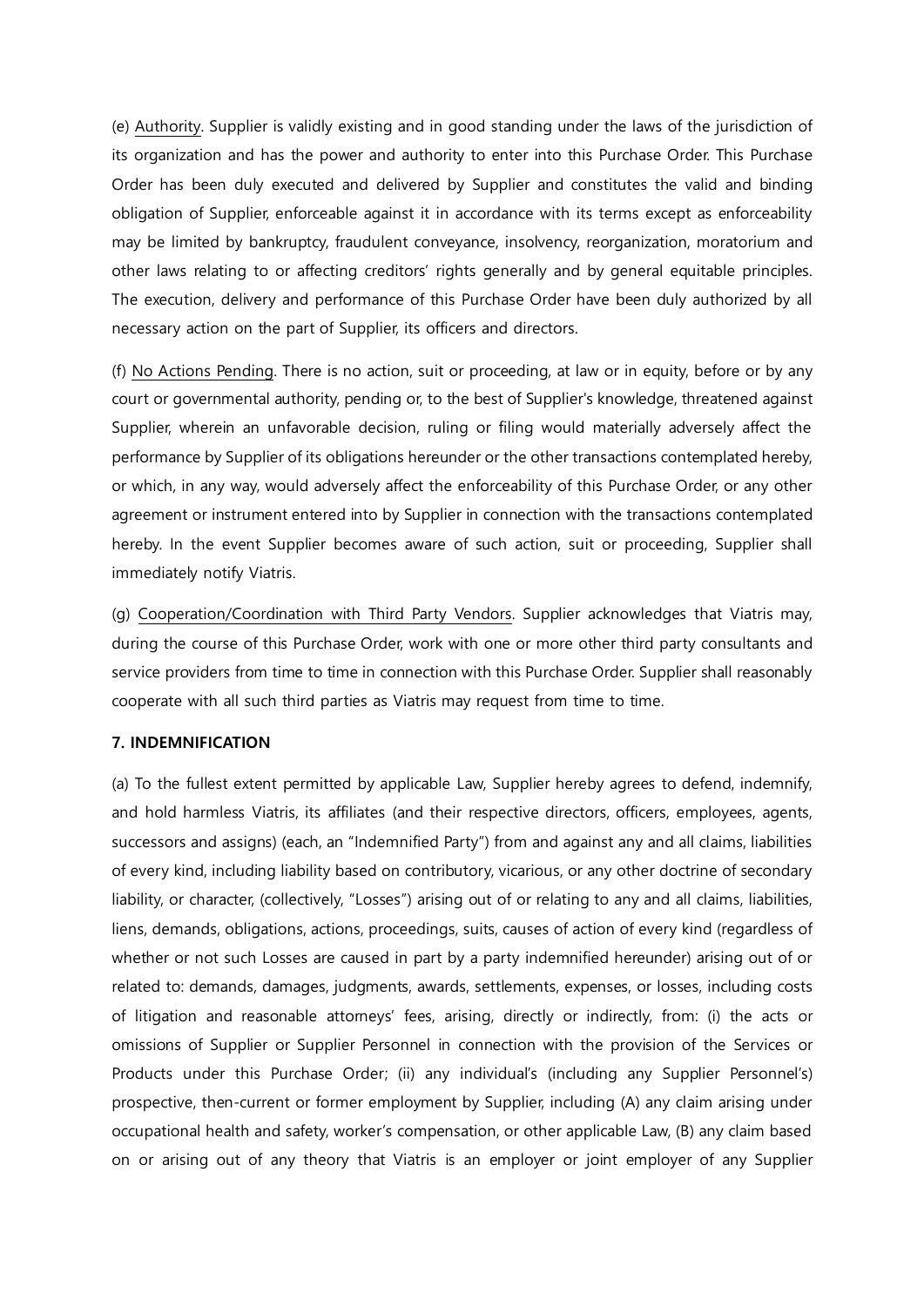(e) Authority. Supplier is validly existing and in good standing under the laws of the jurisdiction of its organization and has the power and authority to enter into this Purchase Order. This Purchase Order has been duly executed and delivered by Supplier and constitutes the valid and binding obligation of Supplier, enforceable against it in accordance with its terms except as enforceability may be limited by bankruptcy, fraudulent conveyance, insolvency, reorganization, moratorium and other laws relating to or affecting creditors' rights generally and by general equitable principles. The execution, delivery and performance of this Purchase Order have been duly authorized by all necessary action on the part of Supplier, its officers and directors.

(f) No Actions Pending. There is no action, suit or proceeding, at law or in equity, before or by any court or governmental authority, pending or, to the best of Supplier's knowledge, threatened against Supplier, wherein an unfavorable decision, ruling or filing would materially adversely affect the performance by Supplier of its obligations hereunder or the other transactions contemplated hereby, or which, in any way, would adversely affect the enforceability of this Purchase Order, or any other agreement or instrument entered into by Supplier in connection with the transactions contemplated hereby. In the event Supplier becomes aware of such action, suit or proceeding, Supplier shall immediately notify Viatris.

(g) Cooperation/Coordination with Third Party Vendors. Supplier acknowledges that Viatris may, during the course of this Purchase Order, work with one or more other third party consultants and service providers from time to time in connection with this Purchase Order. Supplier shall reasonably cooperate with all such third parties as Viatris may request from time to time.

**7. INDEMNIFICATION**

(a) To the fullest extent permitted by applicable Law, Supplier hereby agrees to defend, indemnify, and hold harmless Viatris, its affiliates (and their respective directors, officers, employees, agents, successors and assigns) (each, an "Indemnified Party") from and against any and all claims, liabilities of every kind, including liability based on contributory, vicarious, or any other doctrine of secondary liability, or character, (collectively, "Losses") arising out of or relating to any and all claims, liabilities, liens, demands, obligations, actions, proceedings, suits, causes of action of every kind (regardless of whether or not such Losses are caused in part by a party indemnified hereunder) arising out of or related to: demands, damages, judgments, awards, settlements, expenses, or losses, including costs of litigation and reasonable attorneys' fees, arising, directly or indirectly, from: (i) the acts or omissions of Supplier or Supplier Personnel in connection with the provision of the Services or Products under this Purchase Order; (ii) any individual's (including any Supplier Personnel's) prospective, then-current or former employment by Supplier, including (A) any claim arising under occupational health and safety, worker's compensation, or other applicable Law, (B) any claim based on or arising out of any theory that Viatris is an employer or joint employer of any Supplier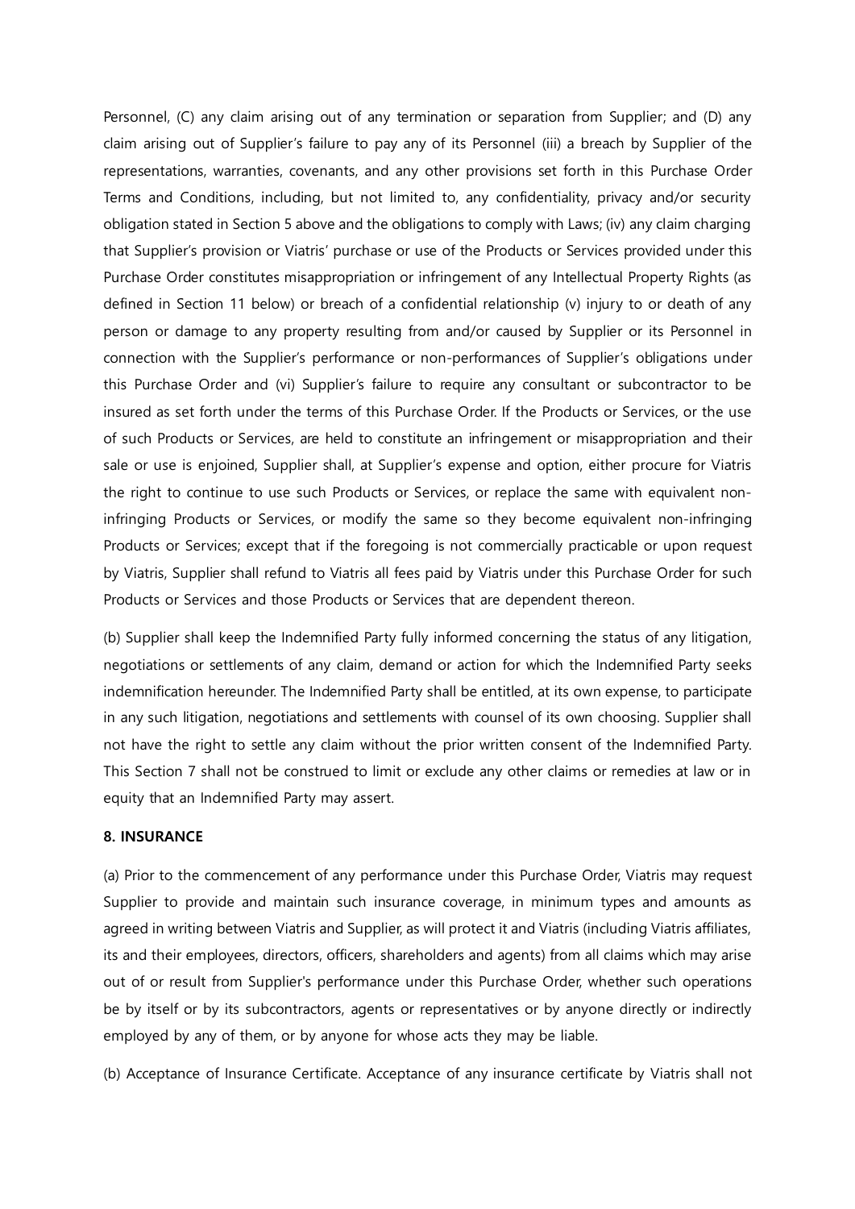Personnel, (C) any claim arising out of any termination or separation from Supplier; and (D) any claim arising out of Supplier's failure to pay any of its Personnel (iii) a breach by Supplier of the representations, warranties, covenants, and any other provisions set forth in this Purchase Order Terms and Conditions, including, but not limited to, any confidentiality, privacy and/or security obligation stated in Section 5 above and the obligations to comply with Laws; (iv) any claim charging that Supplier's provision or Viatris' purchase or use of the Products or Services provided under this Purchase Order constitutes misappropriation or infringement of any Intellectual Property Rights (as defined in Section 11 below) or breach of a confidential relationship (v) injury to or death of any person or damage to any property resulting from and/or caused by Supplier or its Personnel in connection with the Supplier's performance or non-performances of Supplier's obligations under this Purchase Order and (vi) Supplier's failure to require any consultant or subcontractor to be insured as set forth under the terms of this Purchase Order. If the Products or Services, or the use of such Products or Services, are held to constitute an infringement or misappropriation and their sale or use is enjoined, Supplier shall, at Supplier's expense and option, either procure for Viatris the right to continue to use such Products or Services, or replace the same with equivalent non-infringing Products or Services, or modify the same so they become equivalent non-infringing Products or Services; except that if the foregoing is not commercially practicable or upon request by Viatris, Supplier shall refund to Viatris all fees paid by Viatris under this Purchase Order for such Products or Services and those Products or Services that are dependent thereon.

(b) Supplier shall keep the Indemnified Party fully informed concerning the status of any litigation, negotiations or settlements of any claim, demand or action for which the Indemnified Party seeks indemnification hereunder. The Indemnified Party shall be entitled, at its own expense, to participate in any such litigation, negotiations and settlements with counsel of its own choosing. Supplier shall not have the right to settle any claim without the prior written consent of the Indemnified Party. This Section 7 shall not be construed to limit or exclude any other claims or remedies at law or in equity that an Indemnified Party may assert.

**8. INSURANCE**

(a) Prior to the commencement of any performance under this Purchase Order, Viatris may request Supplier to provide and maintain such insurance coverage, in minimum types and amounts as agreed in writing between Viatris and Supplier, as will protect it and Viatris (including Viatris affiliates, its and their employees, directors, officers, shareholders and agents) from all claims which may arise out of or result from Supplier's performance under this Purchase Order, whether such operations be by itself or by its subcontractors, agents or representatives or by anyone directly or indirectly employed by any of them, or by anyone for whose acts they may be liable.

(b) Acceptance of Insurance Certificate. Acceptance of any insurance certificate by Viatris shall not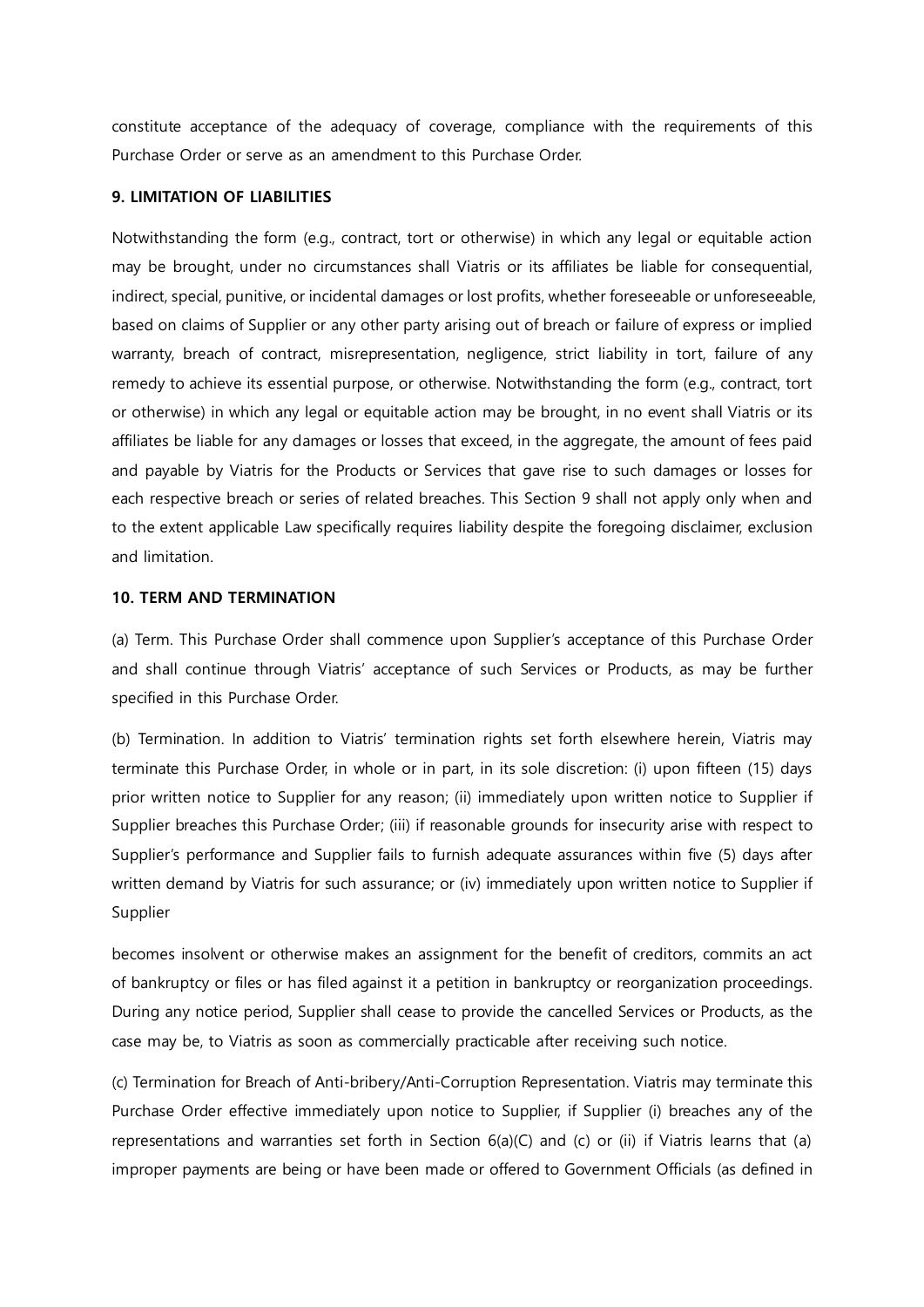constitute acceptance of the adequacy of coverage, compliance with the requirements of this Purchase Order or serve as an amendment to this Purchase Order.

**9. LIMITATION OF LIABILITIES**

Notwithstanding the form (e.g., contract, tort or otherwise) in which any legal or equitable action may be brought, under no circumstances shall Viatris or its affiliates be liable for consequential, indirect, special, punitive, or incidental damages or lost profits, whether foreseeable or unforeseeable, based on claims of Supplier or any other party arising out of breach or failure of express or implied warranty, breach of contract, misrepresentation, negligence, strict liability in tort, failure of any remedy to achieve its essential purpose, or otherwise. Notwithstanding the form (e.g., contract, tort or otherwise) in which any legal or equitable action may be brought, in no event shall Viatris or its affiliates be liable for any damages or losses that exceed, in the aggregate, the amount of fees paid and payable by Viatris for the Products or Services that gave rise to such damages or losses for each respective breach or series of related breaches. This Section 9 shall not apply only when and to the extent applicable Law specifically requires liability despite the foregoing disclaimer, exclusion and limitation.

**10. TERM AND TERMINATION**

(a) Term. This Purchase Order shall commence upon Supplier's acceptance of this Purchase Order and shall continue through Viatris' acceptance of such Services or Products, as may be further specified in this Purchase Order.

(b) Termination. In addition to Viatris' termination rights set forth elsewhere herein, Viatris may terminate this Purchase Order, in whole or in part, in its sole discretion: (i) upon fifteen (15) days prior written notice to Supplier for any reason; (ii) immediately upon written notice to Supplier if Supplier breaches this Purchase Order; (iii) if reasonable grounds for insecurity arise with respect to Supplier's performance and Supplier fails to furnish adequate assurances within five (5) days after written demand by Viatris for such assurance; or (iv) immediately upon written notice to Supplier if Supplier

becomes insolvent or otherwise makes an assignment for the benefit of creditors, commits an act of bankruptcy or files or has filed against it a petition in bankruptcy or reorganization proceedings. During any notice period, Supplier shall cease to provide the cancelled Services or Products, as the case may be, to Viatris as soon as commercially practicable after receiving such notice.

(c) Termination for Breach of Anti-bribery/Anti-Corruption Representation. Viatris may terminate this Purchase Order effective immediately upon notice to Supplier, if Supplier (i) breaches any of the representations and warranties set forth in Section 6(a)(C) and (c) or (ii) if Viatris learns that (a) improper payments are being or have been made or offered to Government Officials (as defined in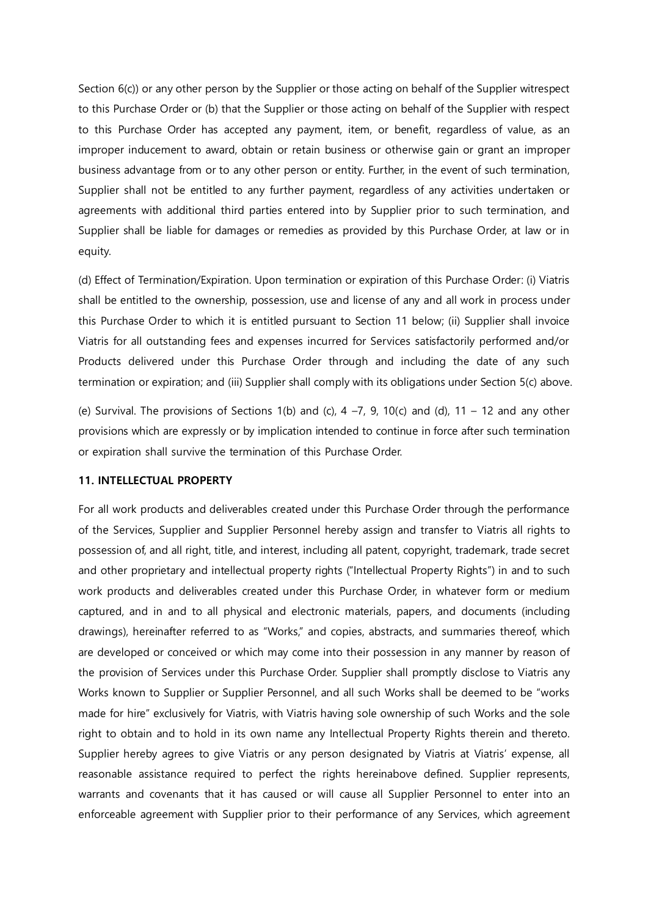Section 6(c)) or any other person by the Supplier or those acting on behalf of the Supplier witrespect to this Purchase Order or (b) that the Supplier or those acting on behalf of the Supplier with respect to this Purchase Order has accepted any payment, item, or benefit, regardless of value, as an improper inducement to award, obtain or retain business or otherwise gain or grant an improper business advantage from or to any other person or entity. Further, in the event of such termination, Supplier shall not be entitled to any further payment, regardless of any activities undertaken or agreements with additional third parties entered into by Supplier prior to such termination, and Supplier shall be liable for damages or remedies as provided by this Purchase Order, at law or in equity.

(d) Effect of Termination/Expiration. Upon termination or expiration of this Purchase Order: (i) Viatris shall be entitled to the ownership, possession, use and license of any and all work in process under this Purchase Order to which it is entitled pursuant to Section 11 below; (ii) Supplier shall invoice Viatris for all outstanding fees and expenses incurred for Services satisfactorily performed and/or Products delivered under this Purchase Order through and including the date of any such termination or expiration; and (iii) Supplier shall comply with its obligations under Section 5(c) above.

(e) Survival. The provisions of Sections 1(b) and (c), 4 –7, 9, 10(c) and (d), 11 – 12 and any other provisions which are expressly or by implication intended to continue in force after such termination or expiration shall survive the termination of this Purchase Order.

**11. INTELLECTUAL PROPERTY**

For all work products and deliverables created under this Purchase Order through the performance of the Services, Supplier and Supplier Personnel hereby assign and transfer to Viatris all rights to possession of, and all right, title, and interest, including all patent, copyright, trademark, trade secret and other proprietary and intellectual property rights ("Intellectual Property Rights") in and to such work products and deliverables created under this Purchase Order, in whatever form or medium captured, and in and to all physical and electronic materials, papers, and documents (including drawings), hereinafter referred to as "Works," and copies, abstracts, and summaries thereof, which are developed or conceived or which may come into their possession in any manner by reason of the provision of Services under this Purchase Order. Supplier shall promptly disclose to Viatris any Works known to Supplier or Supplier Personnel, and all such Works shall be deemed to be "works made for hire" exclusively for Viatris, with Viatris having sole ownership of such Works and the sole right to obtain and to hold in its own name any Intellectual Property Rights therein and thereto. Supplier hereby agrees to give Viatris or any person designated by Viatris at Viatris' expense, all reasonable assistance required to perfect the rights hereinabove defined. Supplier represents, warrants and covenants that it has caused or will cause all Supplier Personnel to enter into an enforceable agreement with Supplier prior to their performance of any Services, which agreement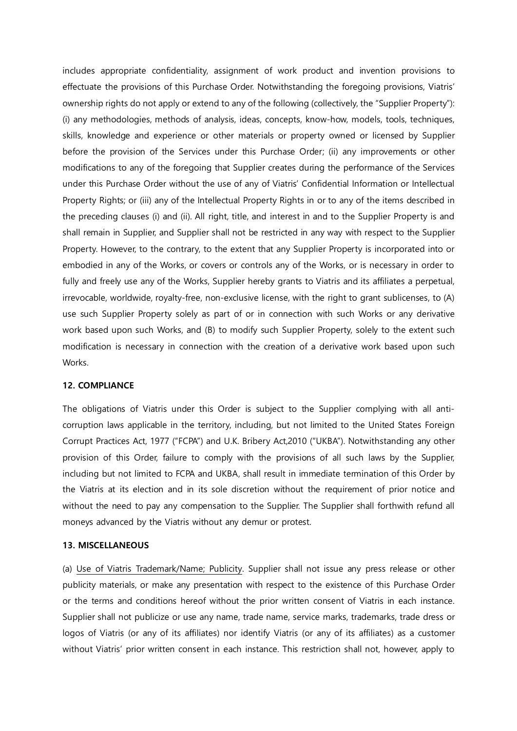includes appropriate confidentiality, assignment of work product and invention provisions to effectuate the provisions of this Purchase Order. Notwithstanding the foregoing provisions, Viatris' ownership rights do not apply or extend to any of the following (collectively, the "Supplier Property"): (i) any methodologies, methods of analysis, ideas, concepts, know-how, models, tools, techniques, skills, knowledge and experience or other materials or property owned or licensed by Supplier before the provision of the Services under this Purchase Order; (ii) any improvements or other modifications to any of the foregoing that Supplier creates during the performance of the Services under this Purchase Order without the use of any of Viatris' Confidential Information or Intellectual Property Rights; or (iii) any of the Intellectual Property Rights in or to any of the items described in the preceding clauses (i) and (ii). All right, title, and interest in and to the Supplier Property is and shall remain in Supplier, and Supplier shall not be restricted in any way with respect to the Supplier Property. However, to the contrary, to the extent that any Supplier Property is incorporated into or embodied in any of the Works, or covers or controls any of the Works, or is necessary in order to fully and freely use any of the Works, Supplier hereby grants to Viatris and its affiliates a perpetual, irrevocable, worldwide, royalty-free, non-exclusive license, with the right to grant sublicenses, to (A) use such Supplier Property solely as part of or in connection with such Works or any derivative work based upon such Works, and (B) to modify such Supplier Property, solely to the extent such modification is necessary in connection with the creation of a derivative work based upon such Works.

**12. COMPLIANCE**

The obligations of Viatris under this Order is subject to the Supplier complying with all anti-corruption laws applicable in the territory, including, but not limited to the United States Foreign Corrupt Practices Act, 1977 ("FCPA") and U.K. Bribery Act,2010 ("UKBA"). Notwithstanding any other provision of this Order, failure to comply with the provisions of all such laws by the Supplier, including but not limited to FCPA and UKBA, shall result in immediate termination of this Order by the Viatris at its election and in its sole discretion without the requirement of prior notice and without the need to pay any compensation to the Supplier. The Supplier shall forthwith refund all moneys advanced by the Viatris without any demur or protest.

**13. MISCELLANEOUS**

(a) Use of Viatris Trademark/Name; Publicity. Supplier shall not issue any press release or other publicity materials, or make any presentation with respect to the existence of this Purchase Order or the terms and conditions hereof without the prior written consent of Viatris in each instance. Supplier shall not publicize or use any name, trade name, service marks, trademarks, trade dress or logos of Viatris (or any of its affiliates) nor identify Viatris (or any of its affiliates) as a customer without Viatris' prior written consent in each instance. This restriction shall not, however, apply to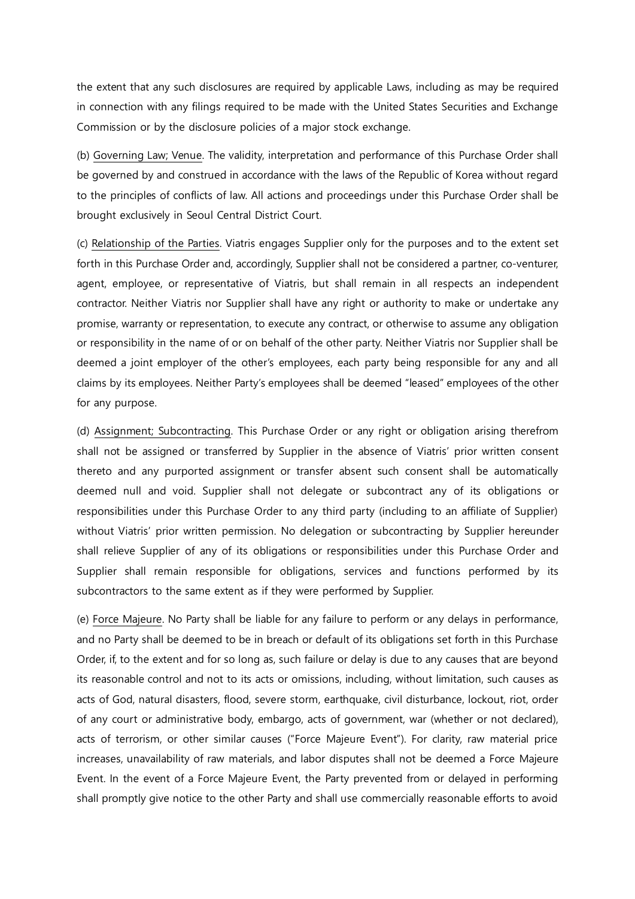the extent that any such disclosures are required by applicable Laws, including as may be required in connection with any filings required to be made with the United States Securities and Exchange Commission or by the disclosure policies of a major stock exchange.

(b) Governing Law; Venue. The validity, interpretation and performance of this Purchase Order shall be governed by and construed in accordance with the laws of the Republic of Korea without regard to the principles of conflicts of law. All actions and proceedings under this Purchase Order shall be brought exclusively in Seoul Central District Court.

(c) Relationship of the Parties. Viatris engages Supplier only for the purposes and to the extent set forth in this Purchase Order and, accordingly, Supplier shall not be considered a partner, co-venturer, agent, employee, or representative of Viatris, but shall remain in all respects an independent contractor. Neither Viatris nor Supplier shall have any right or authority to make or undertake any promise, warranty or representation, to execute any contract, or otherwise to assume any obligation or responsibility in the name of or on behalf of the other party. Neither Viatris nor Supplier shall be deemed a joint employer of the other's employees, each party being responsible for any and all claims by its employees. Neither Party's employees shall be deemed "leased" employees of the other for any purpose.

(d) Assignment; Subcontracting. This Purchase Order or any right or obligation arising therefrom shall not be assigned or transferred by Supplier in the absence of Viatris' prior written consent thereto and any purported assignment or transfer absent such consent shall be automatically deemed null and void. Supplier shall not delegate or subcontract any of its obligations or responsibilities under this Purchase Order to any third party (including to an affiliate of Supplier) without Viatris' prior written permission. No delegation or subcontracting by Supplier hereunder shall relieve Supplier of any of its obligations or responsibilities under this Purchase Order and Supplier shall remain responsible for obligations, services and functions performed by its subcontractors to the same extent as if they were performed by Supplier.

(e) Force Majeure. No Party shall be liable for any failure to perform or any delays in performance, and no Party shall be deemed to be in breach or default of its obligations set forth in this Purchase Order, if, to the extent and for so long as, such failure or delay is due to any causes that are beyond its reasonable control and not to its acts or omissions, including, without limitation, such causes as acts of God, natural disasters, flood, severe storm, earthquake, civil disturbance, lockout, riot, order of any court or administrative body, embargo, acts of government, war (whether or not declared), acts of terrorism, or other similar causes ("Force Majeure Event"). For clarity, raw material price increases, unavailability of raw materials, and labor disputes shall not be deemed a Force Majeure Event. In the event of a Force Majeure Event, the Party prevented from or delayed in performing shall promptly give notice to the other Party and shall use commercially reasonable efforts to avoid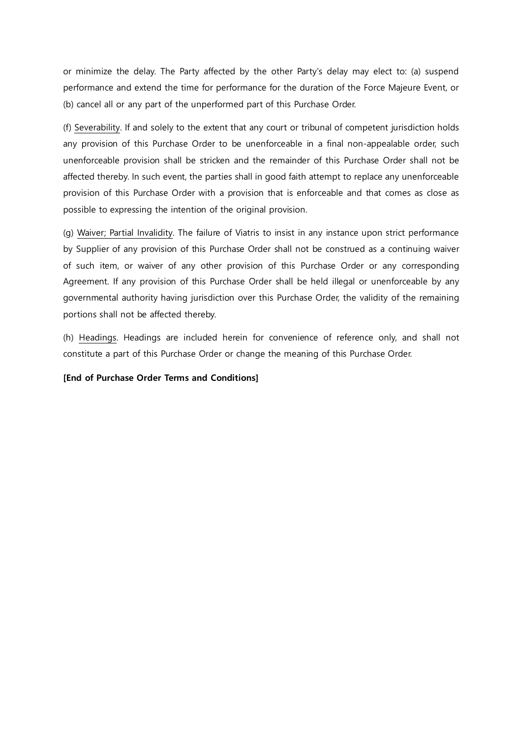or minimize the delay. The Party affected by the other Party's delay may elect to: (a) suspend performance and extend the time for performance for the duration of the Force Majeure Event, or (b) cancel all or any part of the unperformed part of this Purchase Order.

(f) Severability. If and solely to the extent that any court or tribunal of competent jurisdiction holds any provision of this Purchase Order to be unenforceable in a final non-appealable order, such unenforceable provision shall be stricken and the remainder of this Purchase Order shall not be affected thereby. In such event, the parties shall in good faith attempt to replace any unenforceable provision of this Purchase Order with a provision that is enforceable and that comes as close as possible to expressing the intention of the original provision.

(g) Waiver; Partial Invalidity. The failure of Viatris to insist in any instance upon strict performance by Supplier of any provision of this Purchase Order shall not be construed as a continuing waiver of such item, or waiver of any other provision of this Purchase Order or any corresponding Agreement. If any provision of this Purchase Order shall be held illegal or unenforceable by any governmental authority having jurisdiction over this Purchase Order, the validity of the remaining portions shall not be affected thereby.

(h) Headings. Headings are included herein for convenience of reference only, and shall not constitute a part of this Purchase Order or change the meaning of this Purchase Order.

**[End of Purchase Order Terms and Conditions]**